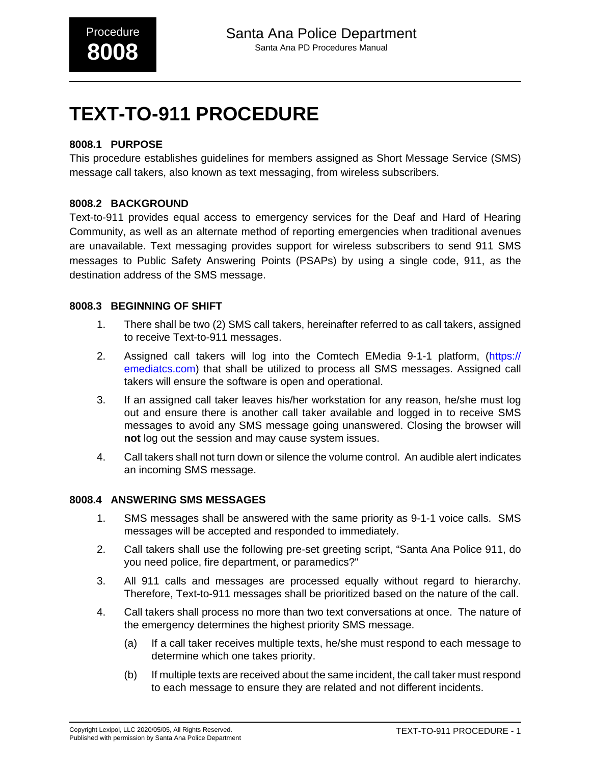Procedure **8008**

Santa Ana Police Department
Santa Ana PD Procedures Manual

# TEXT-TO-911 PROCEDURE

### 8008.1 PURPOSE

This procedure establishes guidelines for members assigned as Short Message Service (SMS) message call takers, also known as text messaging, from wireless subscribers.

### 8008.2 BACKGROUND

Text-to-911 provides equal access to emergency services for the Deaf and Hard of Hearing Community, as well as an alternate method of reporting emergencies when traditional avenues are unavailable. Text messaging provides support for wireless subscribers to send 911 SMS messages to Public Safety Answering Points (PSAPs) by using a single code, 911, as the destination address of the SMS message.

### 8008.3 BEGINNING OF SHIFT

1. There shall be two (2) SMS call takers, hereinafter referred to as call takers, assigned to receive Text-to-911 messages.
2. Assigned call takers will log into the Comtech EMedia 9-1-1 platform, (https://emediatcs.com) that shall be utilized to process all SMS messages. Assigned call takers will ensure the software is open and operational.
3. If an assigned call taker leaves his/her workstation for any reason, he/she must log out and ensure there is another call taker available and logged in to receive SMS messages to avoid any SMS message going unanswered. Closing the browser will **not** log out the session and may cause system issues.
4. Call takers shall not turn down or silence the volume control. An audible alert indicates an incoming SMS message.

### 8008.4 ANSWERING SMS MESSAGES

1. SMS messages shall be answered with the same priority as 9-1-1 voice calls. SMS messages will be accepted and responded to immediately.
2. Call takers shall use the following pre-set greeting script, "Santa Ana Police 911, do you need police, fire department, or paramedics?"
3. All 911 calls and messages are processed equally without regard to hierarchy. Therefore, Text-to-911 messages shall be prioritized based on the nature of the call.
4. Call takers shall process no more than two text conversations at once. The nature of the emergency determines the highest priority SMS message.
    (a) If a call taker receives multiple texts, he/she must respond to each message to determine which one takes priority.
    (b) If multiple texts are received about the same incident, the call taker must respond to each message to ensure they are related and not different incidents.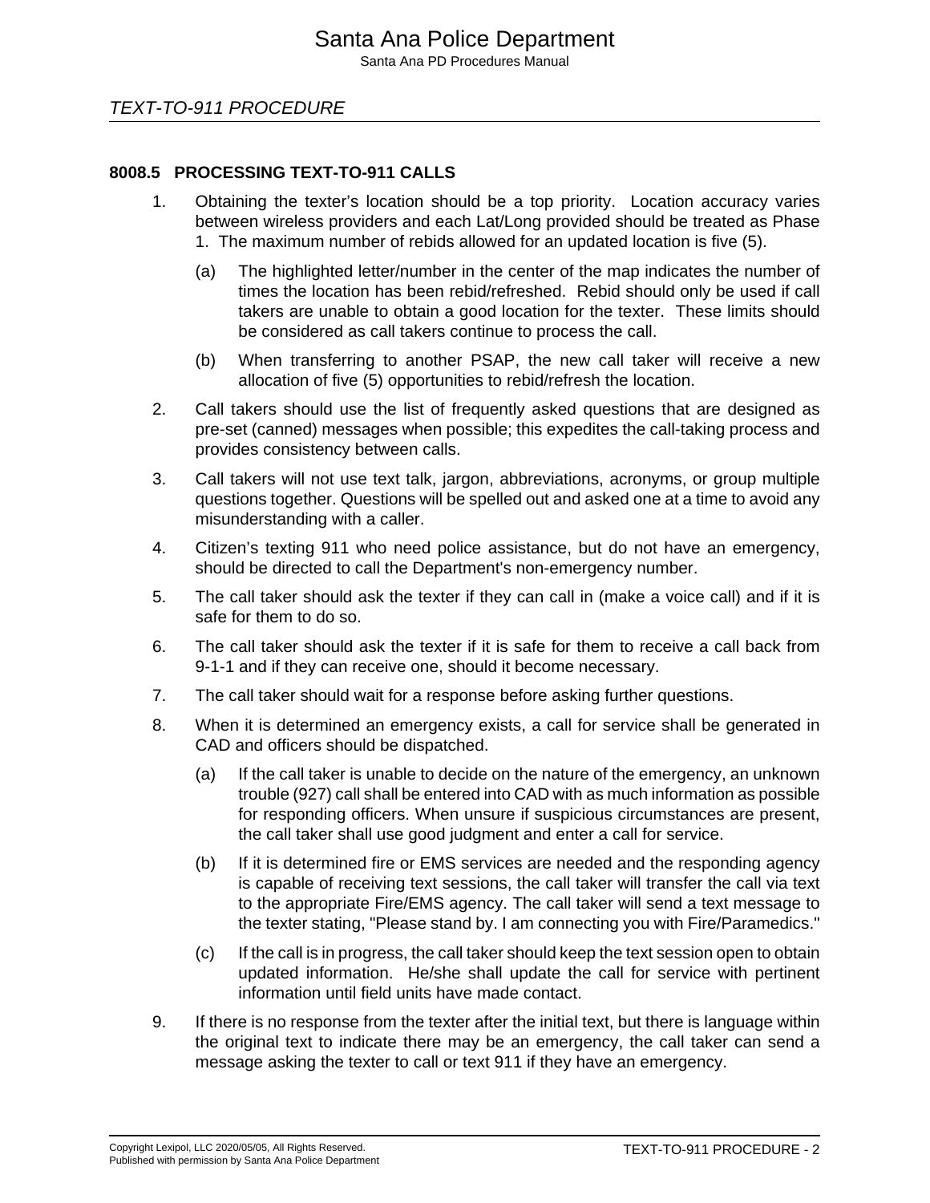## 8008.5 PROCESSING TEXT-TO-911 CALLS

1. Obtaining the texter's location should be a top priority. Location accuracy varies between wireless providers and each Lat/Long provided should be treated as Phase 1. The maximum number of rebids allowed for an updated location is five (5).
   - (a) The highlighted letter/number in the center of the map indicates the number of times the location has been rebid/refreshed. Rebid should only be used if call takers are unable to obtain a good location for the texter. These limits should be considered as call takers continue to process the call.
   - (b) When transferring to another PSAP, the new call taker will receive a new allocation of five (5) opportunities to rebid/refresh the location.
2. Call takers should use the list of frequently asked questions that are designed as pre-set (canned) messages when possible; this expedites the call-taking process and provides consistency between calls.
3. Call takers will not use text talk, jargon, abbreviations, acronyms, or group multiple questions together. Questions will be spelled out and asked one at a time to avoid any misunderstanding with a caller.
4. Citizen's texting 911 who need police assistance, but do not have an emergency, should be directed to call the Department's non-emergency number.
5. The call taker should ask the texter if they can call in (make a voice call) and if it is safe for them to do so.
6. The call taker should ask the texter if it is safe for them to receive a call back from 9-1-1 and if they can receive one, should it become necessary.
7. The call taker should wait for a response before asking further questions.
8. When it is determined an emergency exists, a call for service shall be generated in CAD and officers should be dispatched.
   - (a) If the call taker is unable to decide on the nature of the emergency, an unknown trouble (927) call shall be entered into CAD with as much information as possible for responding officers. When unsure if suspicious circumstances are present, the call taker shall use good judgment and enter a call for service.
   - (b) If it is determined fire or EMS services are needed and the responding agency is capable of receiving text sessions, the call taker will transfer the call via text to the appropriate Fire/EMS agency. The call taker will send a text message to the texter stating, "Please stand by. I am connecting you with Fire/Paramedics."
   - (c) If the call is in progress, the call taker should keep the text session open to obtain updated information. He/she shall update the call for service with pertinent information until field units have made contact.
9. If there is no response from the texter after the initial text, but there is language within the original text to indicate there may be an emergency, the call taker can send a message asking the texter to call or text 911 if they have an emergency.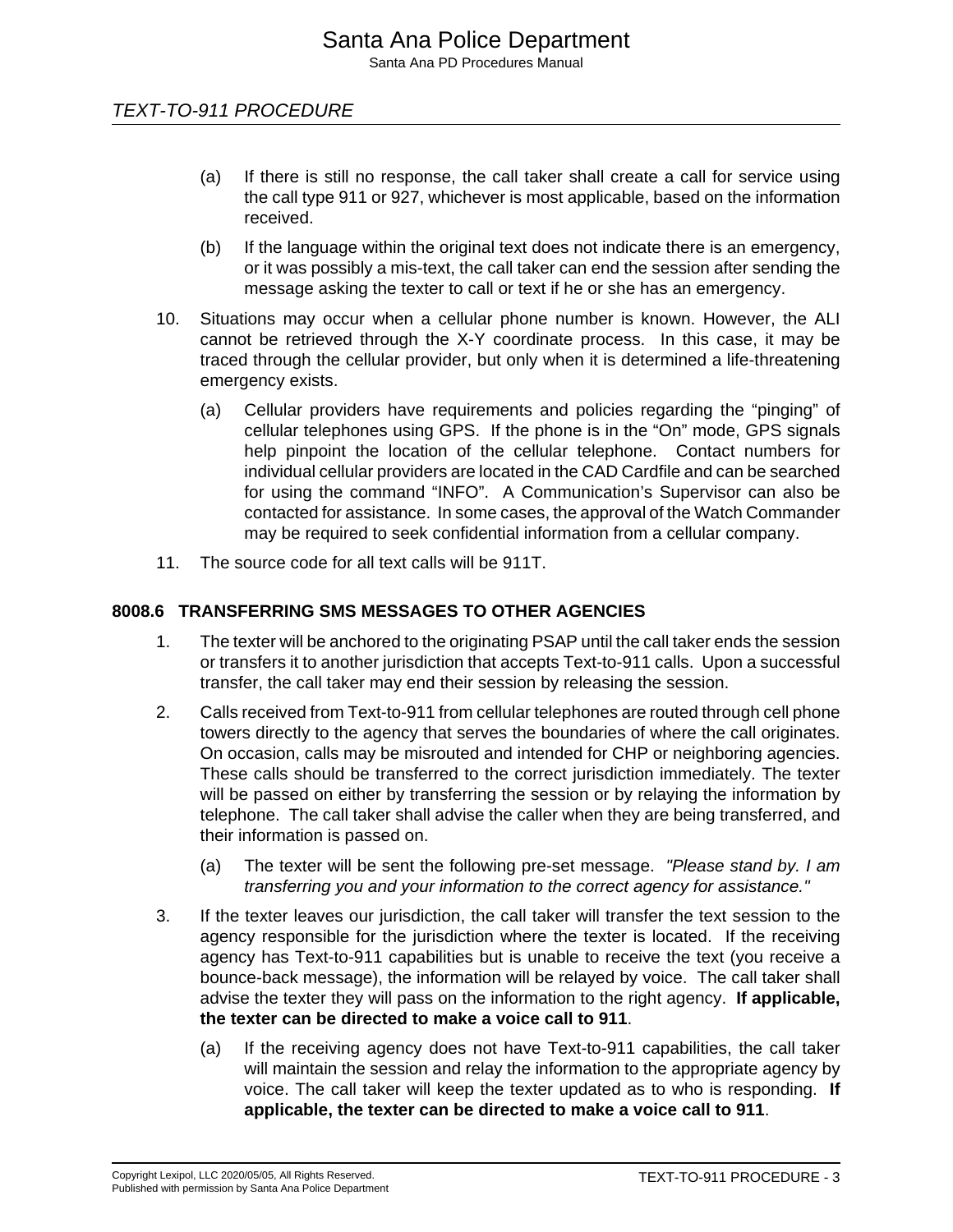(a) If there is still no response, the call taker shall create a call for service using the call type 911 or 927, whichever is most applicable, based on the information received.

(b) If the language within the original text does not indicate there is an emergency, or it was possibly a mis-text, the call taker can end the session after sending the message asking the texter to call or text if he or she has an emergency.

10. Situations may occur when a cellular phone number is known. However, the ALI cannot be retrieved through the X-Y coordinate process. In this case, it may be traced through the cellular provider, but only when it is determined a life-threatening emergency exists.

    (a) Cellular providers have requirements and policies regarding the "pinging" of cellular telephones using GPS. If the phone is in the "On" mode, GPS signals help pinpoint the location of the cellular telephone. Contact numbers for individual cellular providers are located in the CAD Cardfile and can be searched for using the command "INFO". A Communication's Supervisor can also be contacted for assistance. In some cases, the approval of the Watch Commander may be required to seek confidential information from a cellular company.

11. The source code for all text calls will be 911T.

## 8008.6 TRANSFERRING SMS MESSAGES TO OTHER AGENCIES

1. The texter will be anchored to the originating PSAP until the call taker ends the session or transfers it to another jurisdiction that accepts Text-to-911 calls. Upon a successful transfer, the call taker may end their session by releasing the session.

2. Calls received from Text-to-911 from cellular telephones are routed through cell phone towers directly to the agency that serves the boundaries of where the call originates. On occasion, calls may be misrouted and intended for CHP or neighboring agencies. These calls should be transferred to the correct jurisdiction immediately. The texter will be passed on either by transferring the session or by relaying the information by telephone. The call taker shall advise the caller when they are being transferred, and their information is passed on.

    (a) The texter will be sent the following pre-set message. *"Please stand by. I am transferring you and your information to the correct agency for assistance."*

3. If the texter leaves our jurisdiction, the call taker will transfer the text session to the agency responsible for the jurisdiction where the texter is located. If the receiving agency has Text-to-911 capabilities but is unable to receive the text (you receive a bounce-back message), the information will be relayed by voice. The call taker shall advise the texter they will pass on the information to the right agency. **If applicable, the texter can be directed to make a voice call to 911**.

    (a) If the receiving agency does not have Text-to-911 capabilities, the call taker will maintain the session and relay the information to the appropriate agency by voice. The call taker will keep the texter updated as to who is responding. **If applicable, the texter can be directed to make a voice call to 911**.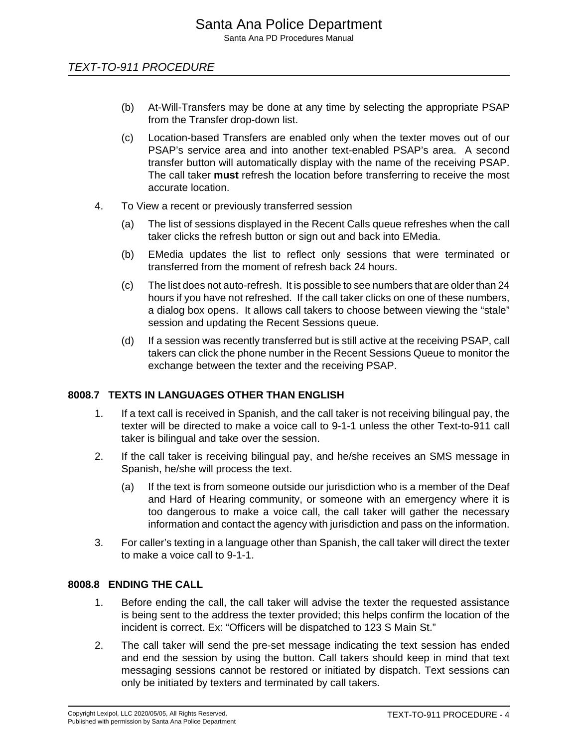(b) At-Will-Transfers may be done at any time by selecting the appropriate PSAP from the Transfer drop-down list.

(c) Location-based Transfers are enabled only when the texter moves out of our PSAP's service area and into another text-enabled PSAP's area. A second transfer button will automatically display with the name of the receiving PSAP. The call taker **must** refresh the location before transferring to receive the most accurate location.

4. To View a recent or previously transferred session

    (a) The list of sessions displayed in the Recent Calls queue refreshes when the call taker clicks the refresh button or sign out and back into EMedia.

    (b) EMedia updates the list to reflect only sessions that were terminated or transferred from the moment of refresh back 24 hours.

    (c) The list does not auto-refresh. It is possible to see numbers that are older than 24 hours if you have not refreshed. If the call taker clicks on one of these numbers, a dialog box opens. It allows call takers to choose between viewing the "stale" session and updating the Recent Sessions queue.

    (d) If a session was recently transferred but is still active at the receiving PSAP, call takers can click the phone number in the Recent Sessions Queue to monitor the exchange between the texter and the receiving PSAP.

### 8008.7 TEXTS IN LANGUAGES OTHER THAN ENGLISH

1. If a text call is received in Spanish, and the call taker is not receiving bilingual pay, the texter will be directed to make a voice call to 9-1-1 unless the other Text-to-911 call taker is bilingual and take over the session.

2. If the call taker is receiving bilingual pay, and he/she receives an SMS message in Spanish, he/she will process the text.

    (a) If the text is from someone outside our jurisdiction who is a member of the Deaf and Hard of Hearing community, or someone with an emergency where it is too dangerous to make a voice call, the call taker will gather the necessary information and contact the agency with jurisdiction and pass on the information.

3. For caller's texting in a language other than Spanish, the call taker will direct the texter to make a voice call to 9-1-1.

### 8008.8 ENDING THE CALL

1. Before ending the call, the call taker will advise the texter the requested assistance is being sent to the address the texter provided; this helps confirm the location of the incident is correct. Ex: "Officers will be dispatched to 123 S Main St."

2. The call taker will send the pre-set message indicating the text session has ended and end the session by using the button. Call takers should keep in mind that text messaging sessions cannot be restored or initiated by dispatch. Text sessions can only be initiated by texters and terminated by call takers.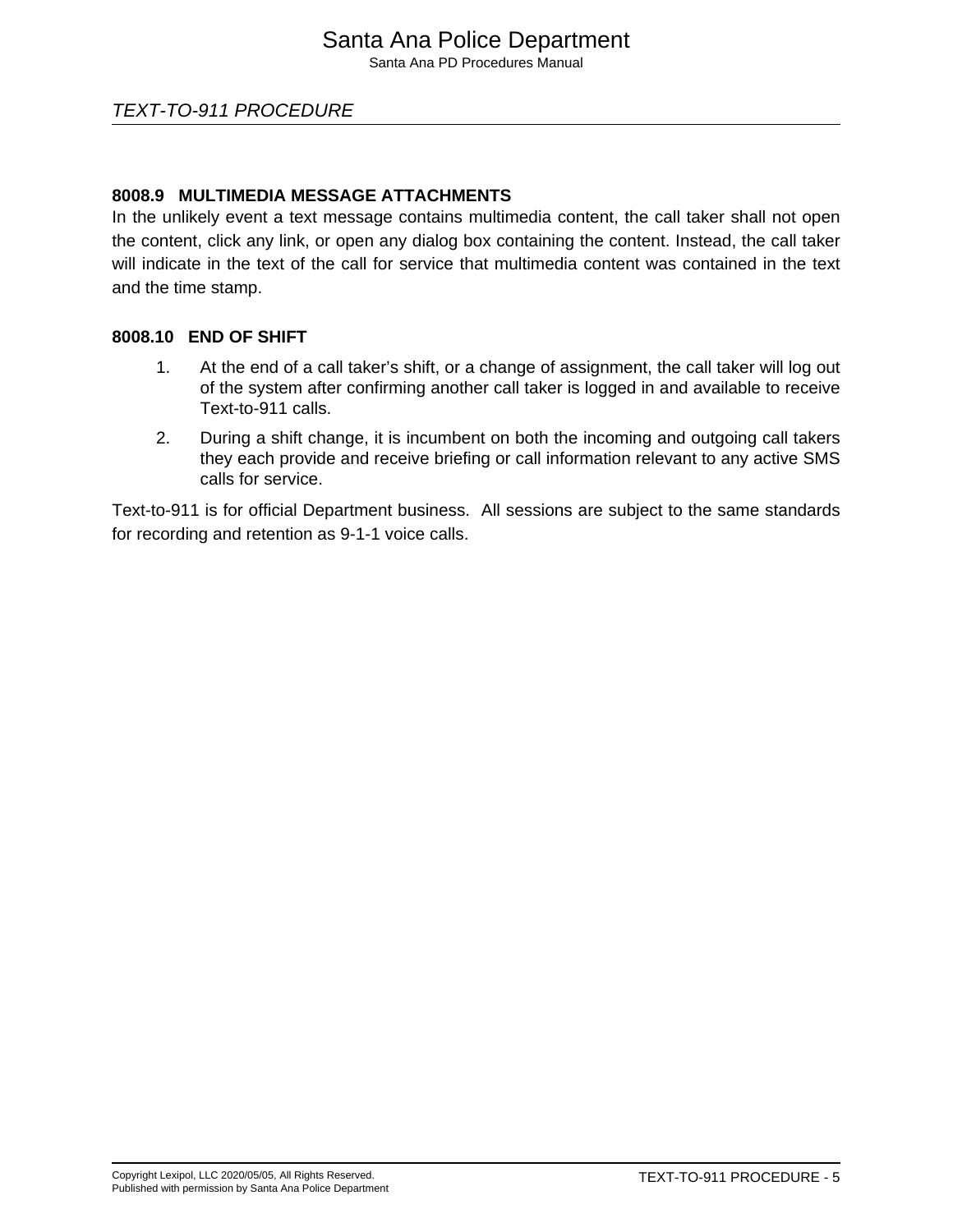#### 8008.9 MULTIMEDIA MESSAGE ATTACHMENTS

In the unlikely event a text message contains multimedia content, the call taker shall not open the content, click any link, or open any dialog box containing the content. Instead, the call taker will indicate in the text of the call for service that multimedia content was contained in the text and the time stamp.

#### 8008.10 END OF SHIFT

1. At the end of a call taker's shift, or a change of assignment, the call taker will log out of the system after confirming another call taker is logged in and available to receive Text-to-911 calls.

2. During a shift change, it is incumbent on both the incoming and outgoing call takers they each provide and receive briefing or call information relevant to any active SMS calls for service.

Text-to-911 is for official Department business. All sessions are subject to the same standards for recording and retention as 9-1-1 voice calls.